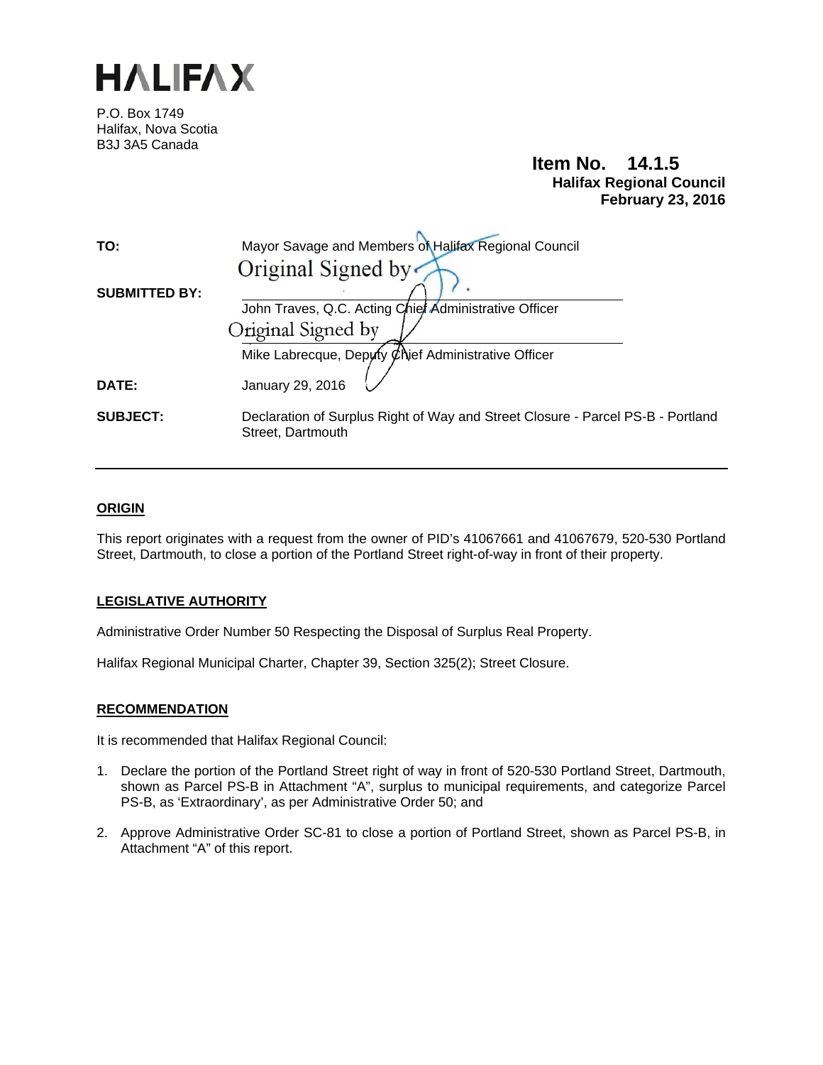# HALIFAX

P.O. Box 1749
Halifax, Nova Scotia
B3J 3A5 Canada

**Item No. 14.1.5**
**Halifax Regional Council**
**February 23, 2016**

| | |
|---|---|
| **TO:** | Mayor Savage and Members of Halifax Regional Council |
| **SUBMITTED BY:** | Original Signed by<br>John Traves, Q.C. Acting Chief Administrative Officer<br>Original Signed by<br>Mike Labrecque, Deputy Chief Administrative Officer |
| **DATE:** | January 29, 2016 |
| **SUBJECT:** | Declaration of Surplus Right of Way and Street Closure - Parcel PS-B - Portland Street, Dartmouth |

---

## ORIGIN

This report originates with a request from the owner of PID's 41067661 and 41067679, 520-530 Portland Street, Dartmouth, to close a portion of the Portland Street right-of-way in front of their property.

## LEGISLATIVE AUTHORITY

Administrative Order Number 50 Respecting the Disposal of Surplus Real Property.

Halifax Regional Municipal Charter, Chapter 39, Section 325(2); Street Closure.

## RECOMMENDATION

It is recommended that Halifax Regional Council:

1. Declare the portion of the Portland Street right of way in front of 520-530 Portland Street, Dartmouth, shown as Parcel PS-B in Attachment "A", surplus to municipal requirements, and categorize Parcel PS-B, as 'Extraordinary', as per Administrative Order 50; and

2. Approve Administrative Order SC-81 to close a portion of Portland Street, shown as Parcel PS-B, in Attachment "A" of this report.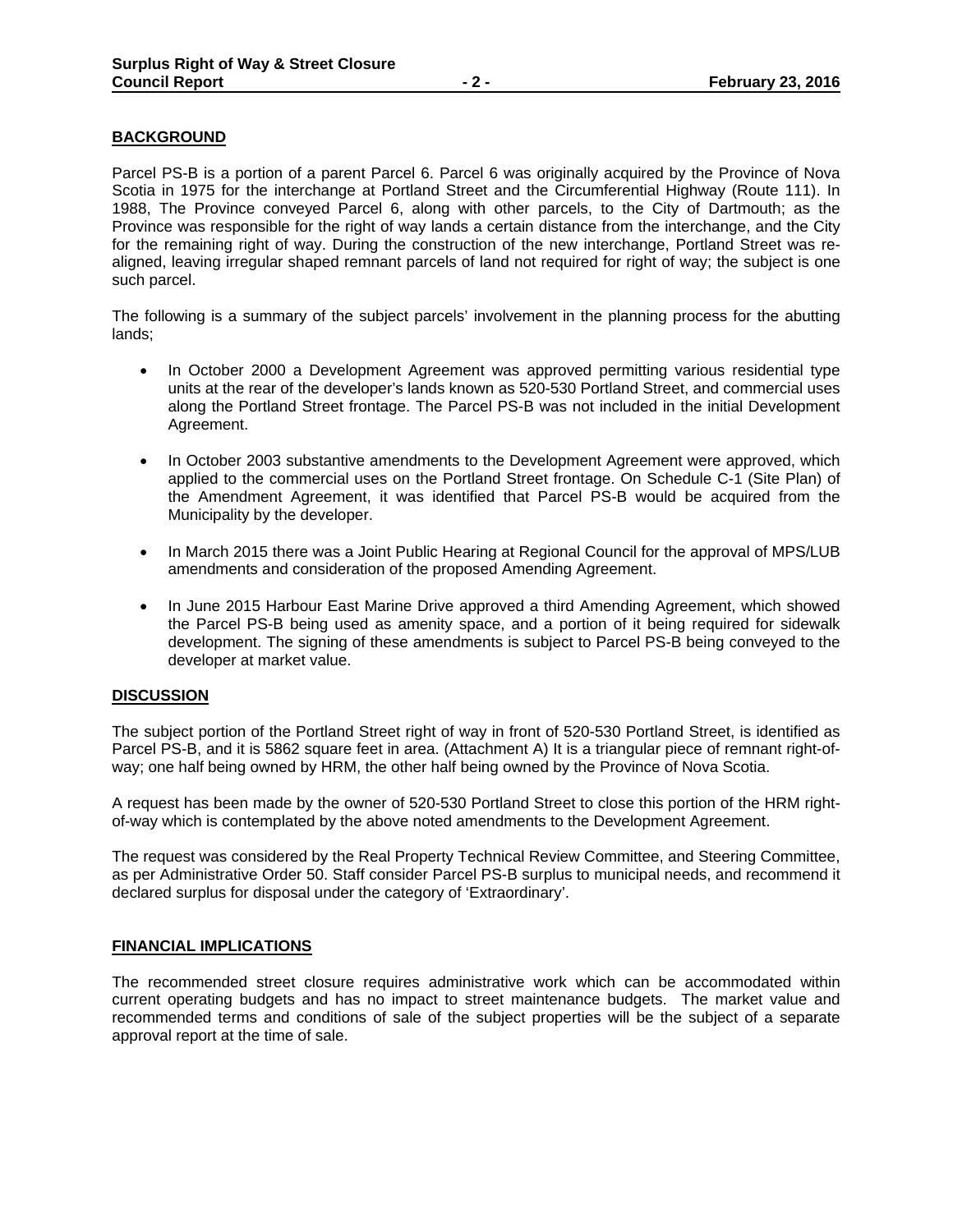## BACKGROUND

Parcel PS-B is a portion of a parent Parcel 6. Parcel 6 was originally acquired by the Province of Nova Scotia in 1975 for the interchange at Portland Street and the Circumferential Highway (Route 111). In 1988, The Province conveyed Parcel 6, along with other parcels, to the City of Dartmouth; as the Province was responsible for the right of way lands a certain distance from the interchange, and the City for the remaining right of way. During the construction of the new interchange, Portland Street was re-aligned, leaving irregular shaped remnant parcels of land not required for right of way; the subject is one such parcel.

The following is a summary of the subject parcels' involvement in the planning process for the abutting lands;

- In October 2000 a Development Agreement was approved permitting various residential type units at the rear of the developer's lands known as 520-530 Portland Street, and commercial uses along the Portland Street frontage. The Parcel PS-B was not included in the initial Development Agreement.
- In October 2003 substantive amendments to the Development Agreement were approved, which applied to the commercial uses on the Portland Street frontage. On Schedule C-1 (Site Plan) of the Amendment Agreement, it was identified that Parcel PS-B would be acquired from the Municipality by the developer.
- In March 2015 there was a Joint Public Hearing at Regional Council for the approval of MPS/LUB amendments and consideration of the proposed Amending Agreement.
- In June 2015 Harbour East Marine Drive approved a third Amending Agreement, which showed the Parcel PS-B being used as amenity space, and a portion of it being required for sidewalk development. The signing of these amendments is subject to Parcel PS-B being conveyed to the developer at market value.

## DISCUSSION

The subject portion of the Portland Street right of way in front of 520-530 Portland Street, is identified as Parcel PS-B, and it is 5862 square feet in area. (Attachment A) It is a triangular piece of remnant right-of-way; one half being owned by HRM, the other half being owned by the Province of Nova Scotia.

A request has been made by the owner of 520-530 Portland Street to close this portion of the HRM right-of-way which is contemplated by the above noted amendments to the Development Agreement.

The request was considered by the Real Property Technical Review Committee, and Steering Committee, as per Administrative Order 50. Staff consider Parcel PS-B surplus to municipal needs, and recommend it declared surplus for disposal under the category of 'Extraordinary'.

## FINANCIAL IMPLICATIONS

The recommended street closure requires administrative work which can be accommodated within current operating budgets and has no impact to street maintenance budgets. The market value and recommended terms and conditions of sale of the subject properties will be the subject of a separate approval report at the time of sale.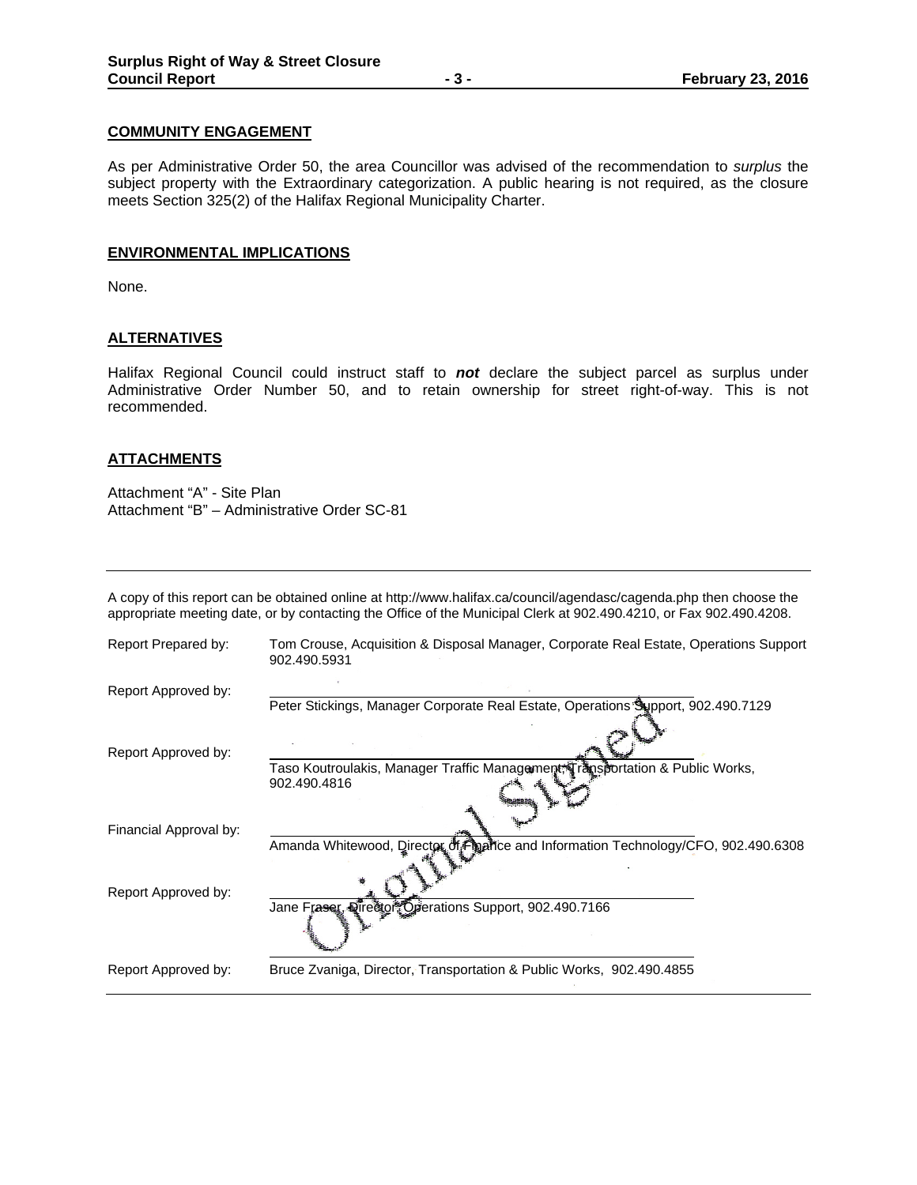## COMMUNITY ENGAGEMENT

As per Administrative Order 50, the area Councillor was advised of the recommendation to *surplus* the subject property with the Extraordinary categorization. A public hearing is not required, as the closure meets Section 325(2) of the Halifax Regional Municipality Charter.

## ENVIRONMENTAL IMPLICATIONS

None.

## ALTERNATIVES

Halifax Regional Council could instruct staff to ***not*** declare the subject parcel as surplus under Administrative Order Number 50, and to retain ownership for street right-of-way. This is not recommended.

## ATTACHMENTS

Attachment "A" - Site Plan
Attachment "B" – Administrative Order SC-81

---

A copy of this report can be obtained online at http://www.halifax.ca/council/agendasc/cagenda.php then choose the appropriate meeting date, or by contacting the Office of the Municipal Clerk at 902.490.4210, or Fax 902.490.4208.

| | |
|---|---|
| Report Prepared by: | Tom Crouse, Acquisition & Disposal Manager, Corporate Real Estate, Operations Support 902.490.5931 |
| Report Approved by: | Peter Stickings, Manager Corporate Real Estate, Operations Support, 902.490.7129 |
| Report Approved by: | Taso Koutroulakis, Manager Traffic Management, Transportation & Public Works, 902.490.4816 |
| Financial Approval by: | Amanda Whitewood, Director of Finance and Information Technology/CFO, 902.490.6308 |
| Report Approved by: | Jane Fraser, Director, Operations Support, 902.490.7166 |
| Report Approved by: | Bruce Zvaniga, Director, Transportation & Public Works, 902.490.4855 |

Original Signed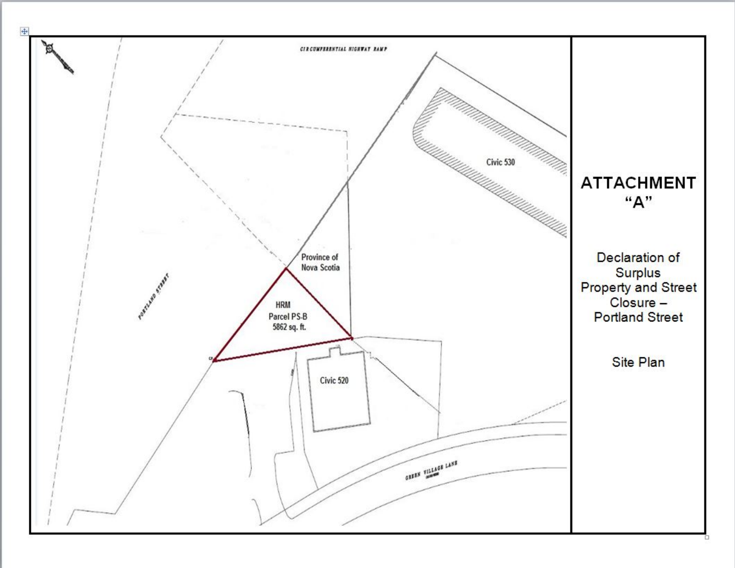CIRCUMFERENTIAL HIGHWAY RAMP

Civic 530

Province of Nova Scotia

HRM
Parcel PS-B
5862 sq. ft.

PORTLAND STREET

Civic 520

GREEN VILLAGE LANE

# ATTACHMENT "A"

Declaration of Surplus Property and Street Closure – Portland Street

Site Plan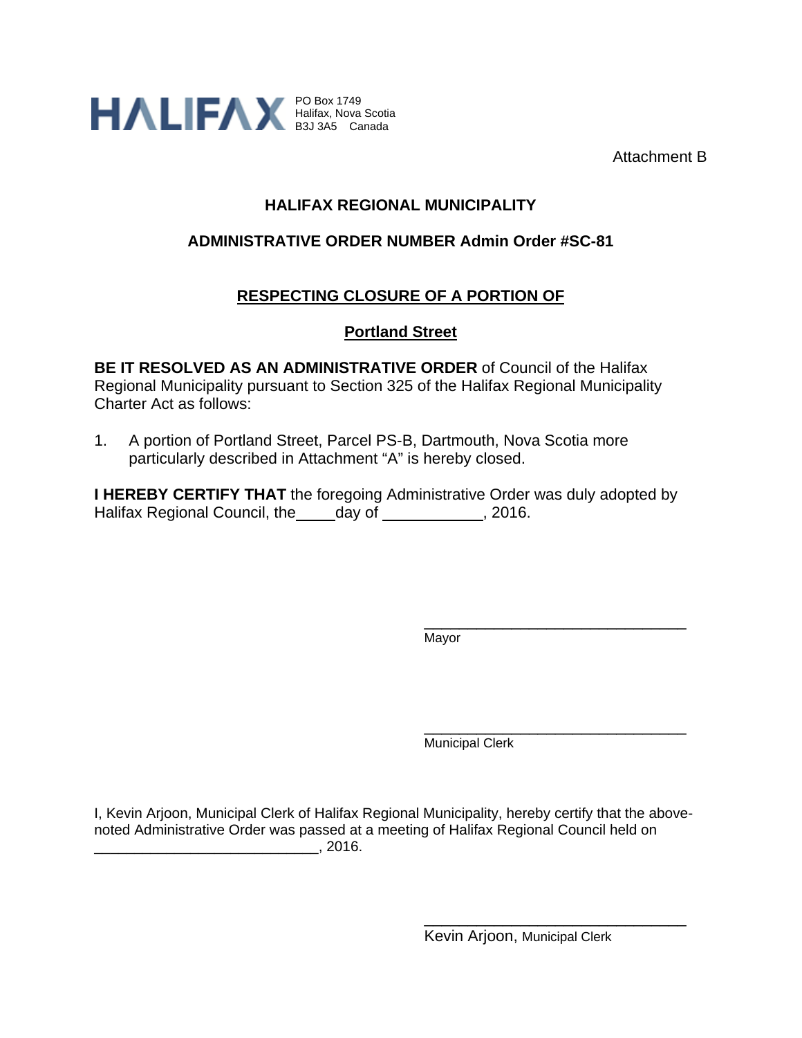HALIFAX

PO Box 1749
Halifax, Nova Scotia
B3J 3A5 Canada

Attachment B

## HALIFAX REGIONAL MUNICIPALITY

## ADMINISTRATIVE ORDER NUMBER Admin Order #SC-81

## RESPECTING CLOSURE OF A PORTION OF

## Portland Street

**BE IT RESOLVED AS AN ADMINISTRATIVE ORDER** of Council of the Halifax Regional Municipality pursuant to Section 325 of the Halifax Regional Municipality Charter Act as follows:

1. A portion of Portland Street, Parcel PS-B, Dartmouth, Nova Scotia more particularly described in Attachment "A" is hereby closed.

**I HEREBY CERTIFY THAT** the foregoing Administrative Order was duly adopted by Halifax Regional Council, the\_\_\_\_\_day of \_\_\_\_\_\_\_\_\_\_\_\_, 2016.

\_\_\_\_\_\_\_\_\_\_\_\_\_\_\_\_\_\_\_\_\_\_\_\_\_\_\_\_\_\_\_\_
Mayor

\_\_\_\_\_\_\_\_\_\_\_\_\_\_\_\_\_\_\_\_\_\_\_\_\_\_\_\_\_\_\_\_
Municipal Clerk

I, Kevin Arjoon, Municipal Clerk of Halifax Regional Municipality, hereby certify that the above-noted Administrative Order was passed at a meeting of Halifax Regional Council held on \_\_\_\_\_\_\_\_\_\_\_\_\_\_\_\_\_\_\_\_\_\_\_\_\_\_\_\_, 2016.

\_\_\_\_\_\_\_\_\_\_\_\_\_\_\_\_\_\_\_\_\_\_\_\_\_\_\_\_\_\_\_\_
Kevin Arjoon, Municipal Clerk